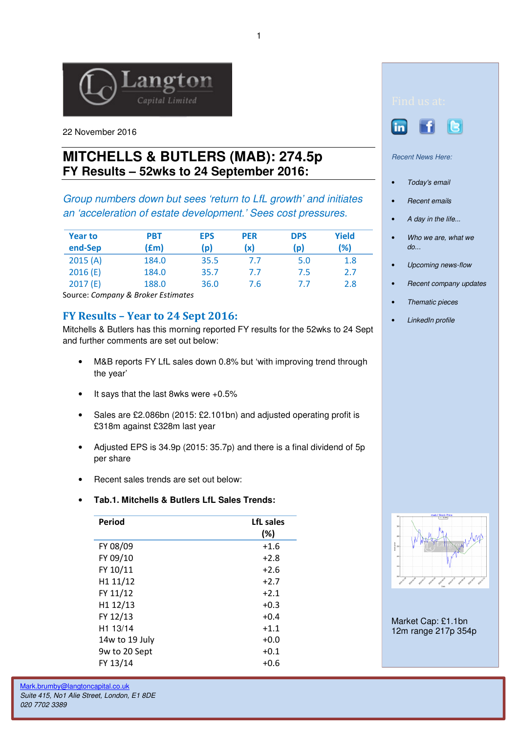22 November 2016

# MITCHELLS & BUTLERS (MAB): 274.5p
## FY Results – 52wks to 24 September 2016:

*Group numbers down but sees 'return to LfL growth' and initiates an 'acceleration of estate development.' Sees cost pressures.*

| Year to end-Sep | PBT (£m) | EPS (p) | PER (x) | DPS (p) | Yield (%) |
|---|---|---|---|---|---|
| 2015 (A) | 184.0 | 35.5 | 7.7 | 5.0 | 1.8 |
| 2016 (E) | 184.0 | 35.7 | 7.7 | 7.5 | 2.7 |
| 2017 (E) | 188.0 | 36.0 | 7.6 | 7.7 | 2.8 |

Source: *Company & Broker Estimates*

## FY Results – Year to 24 Sept 2016:

Mitchells & Butlers has this morning reported FY results for the 52wks to 24 Sept and further comments are set out below:

- M&B reports FY LfL sales down 0.8% but 'with improving trend through the year'
- It says that the last 8wks were +0.5%
- Sales are £2.086bn (2015: £2.101bn) and adjusted operating profit is £318m against £328m last year
- Adjusted EPS is 34.9p (2015: 35.7p) and there is a final dividend of 5p per share
- Recent sales trends are set out below:
- **Tab.1. Mitchells & Butlers LfL Sales Trends:**

| Period | LfL sales (%) |
|---|---|
| FY 08/09 | +1.6 |
| FY 09/10 | +2.8 |
| FY 10/11 | +2.6 |
| H1 11/12 | +2.7 |
| FY 11/12 | +2.1 |
| H1 12/13 | +0.3 |
| FY 12/13 | +0.4 |
| H1 13/14 | +1.1 |
| 14w to 19 July | +0.0 |
| 9w to 20 Sept | +0.1 |
| FY 13/14 | +0.6 |

Find us at:

*Recent News Here:*

- *Today's email*
- *Recent emails*
- *A day in the life...*
- *Who we are, what we do...*
- *Upcoming news-flow*
- *Recent company updates*
- *Thematic pieces*
- *LinkedIn profile*

Market Cap: £1.1bn
12m range 217p 354p

Mark.brumby@langtoncapital.co.uk
*Suite 415, No1 Alie Street, London, E1 8DE*
*020 7702 3389*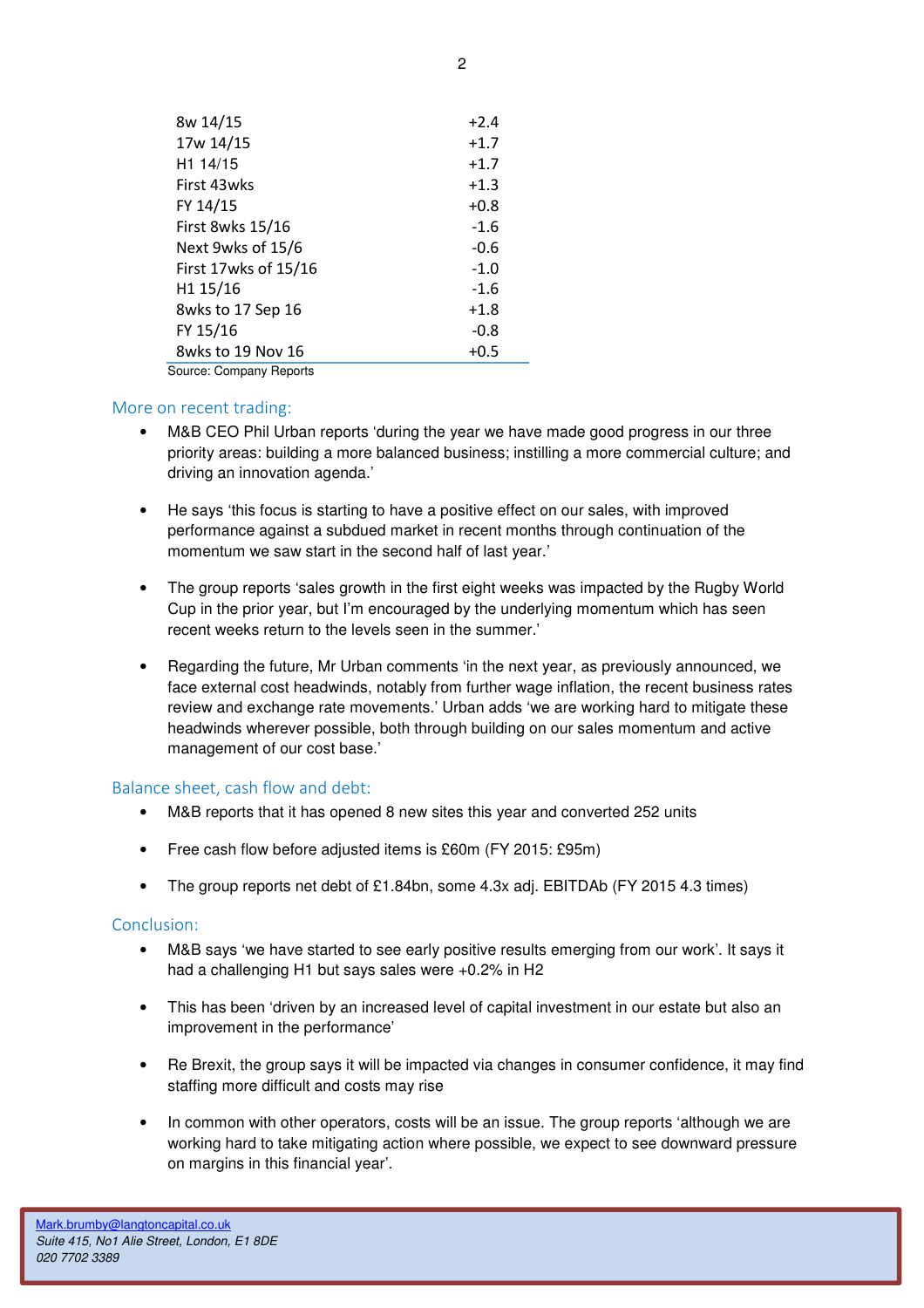| | |
|---|---|
| 8w 14/15 | +2.4 |
| 17w 14/15 | +1.7 |
| H1 14/15 | +1.7 |
| First 43wks | +1.3 |
| FY 14/15 | +0.8 |
| First 8wks 15/16 | -1.6 |
| Next 9wks of 15/6 | -0.6 |
| First 17wks of 15/16 | -1.0 |
| H1 15/16 | -1.6 |
| 8wks to 17 Sep 16 | +1.8 |
| FY 15/16 | -0.8 |
| 8wks to 19 Nov 16 | +0.5 |

Source: Company Reports

## More on recent trading:

- M&B CEO Phil Urban reports 'during the year we have made good progress in our three priority areas: building a more balanced business; instilling a more commercial culture; and driving an innovation agenda.'

- He says 'this focus is starting to have a positive effect on our sales, with improved performance against a subdued market in recent months through continuation of the momentum we saw start in the second half of last year.'

- The group reports 'sales growth in the first eight weeks was impacted by the Rugby World Cup in the prior year, but I'm encouraged by the underlying momentum which has seen recent weeks return to the levels seen in the summer.'

- Regarding the future, Mr Urban comments 'in the next year, as previously announced, we face external cost headwinds, notably from further wage inflation, the recent business rates review and exchange rate movements.' Urban adds 'we are working hard to mitigate these headwinds wherever possible, both through building on our sales momentum and active management of our cost base.'

## Balance sheet, cash flow and debt:

- M&B reports that it has opened 8 new sites this year and converted 252 units

- Free cash flow before adjusted items is £60m (FY 2015: £95m)

- The group reports net debt of £1.84bn, some 4.3x adj. EBITDAb (FY 2015 4.3 times)

## Conclusion:

- M&B says 'we have started to see early positive results emerging from our work'. It says it had a challenging H1 but says sales were +0.2% in H2

- This has been 'driven by an increased level of capital investment in our estate but also an improvement in the performance'

- Re Brexit, the group says it will be impacted via changes in consumer confidence, it may find staffing more difficult and costs may rise

- In common with other operators, costs will be an issue. The group reports 'although we are working hard to take mitigating action where possible, we expect to see downward pressure on margins in this financial year'.

Mark.brumby@langtoncapital.co.uk
*Suite 415, No1 Alie Street, London, E1 8DE*
*020 7702 3389*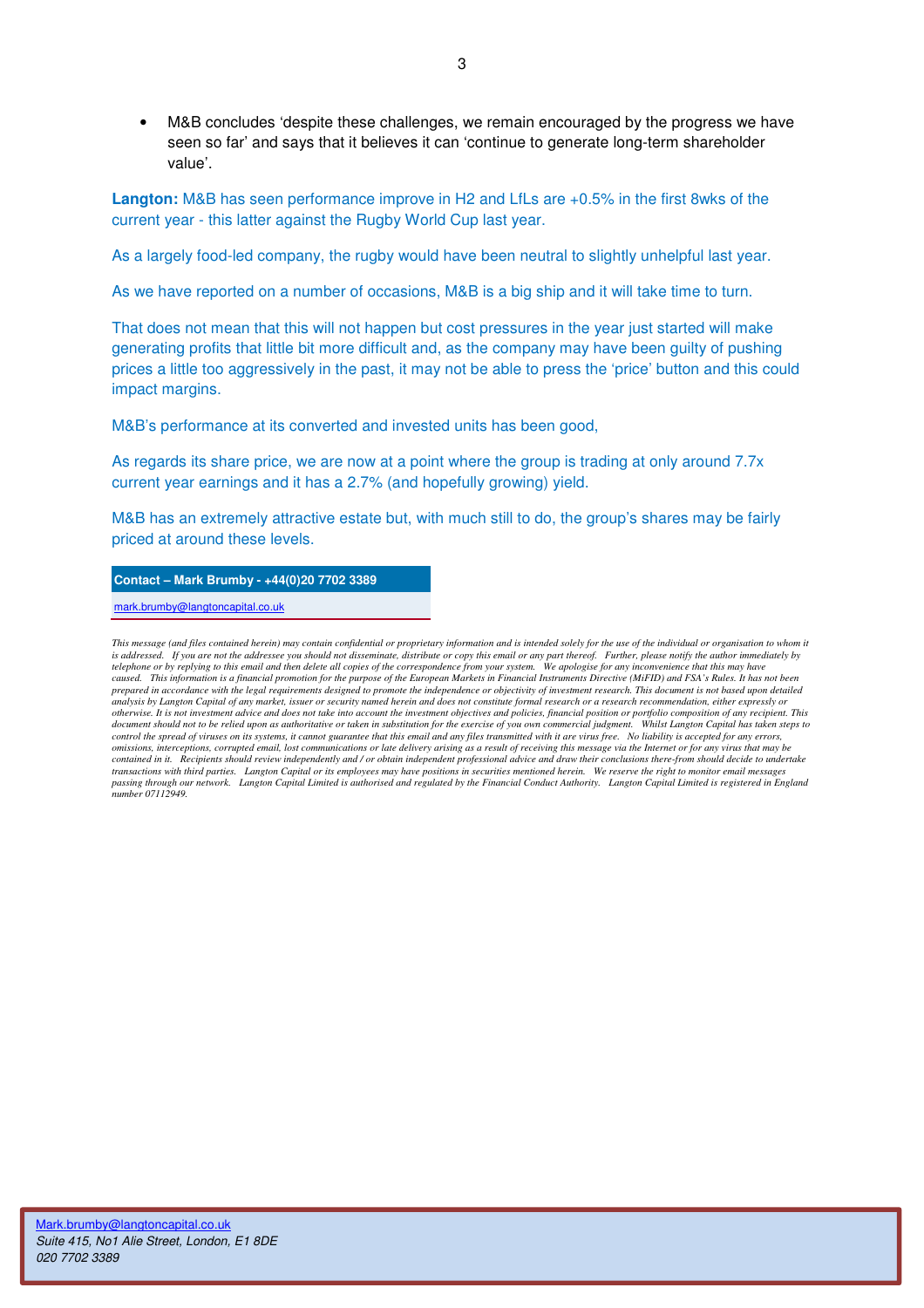- M&B concludes 'despite these challenges, we remain encouraged by the progress we have seen so far' and says that it believes it can 'continue to generate long-term shareholder value'.

**Langton:** M&B has seen performance improve in H2 and LfLs are +0.5% in the first 8wks of the current year - this latter against the Rugby World Cup last year.

As a largely food-led company, the rugby would have been neutral to slightly unhelpful last year.

As we have reported on a number of occasions, M&B is a big ship and it will take time to turn.

That does not mean that this will not happen but cost pressures in the year just started will make generating profits that little bit more difficult and, as the company may have been guilty of pushing prices a little too aggressively in the past, it may not be able to press the 'price' button and this could impact margins.

M&B's performance at its converted and invested units has been good,

As regards its share price, we are now at a point where the group is trading at only around 7.7x current year earnings and it has a 2.7% (and hopefully growing) yield.

M&B has an extremely attractive estate but, with much still to do, the group's shares may be fairly priced at around these levels.

**Contact – Mark Brumby - +44(0)20 7702 3389**

mark.brumby@langtoncapital.co.uk

*This message (and files contained herein) may contain confidential or proprietary information and is intended solely for the use of the individual or organisation to whom it is addressed. If you are not the addressee you should not disseminate, distribute or copy this email or any part thereof. Further, please notify the author immediately by telephone or by replying to this email and then delete all copies of the correspondence from your system. We apologise for any inconvenience that this may have caused. This information is a financial promotion for the purpose of the European Markets in Financial Instruments Directive (MiFID) and FSA's Rules. It has not been prepared in accordance with the legal requirements designed to promote the independence or objectivity of investment research. This document is not based upon detailed analysis by Langton Capital of any market, issuer or security named herein and does not constitute formal research or a research recommendation, either expressly or otherwise. It is not investment advice and does not take into account the investment objectives and policies, financial position or portfolio composition of any recipient. This document should not to be relied upon as authoritative or taken in substitution for the exercise of you own commercial judgment. Whilst Langton Capital has taken steps to control the spread of viruses on its systems, it cannot guarantee that this email and any files transmitted with it are virus free. No liability is accepted for any errors, omissions, interceptions, corrupted email, lost communications or late delivery arising as a result of receiving this message via the Internet or for any virus that may be contained in it. Recipients should review independently and / or obtain independent professional advice and draw their conclusions there-from should decide to undertake transactions with third parties. Langton Capital or its employees may have positions in securities mentioned herein. We reserve the right to monitor email messages passing through our network. Langton Capital Limited is authorised and regulated by the Financial Conduct Authority. Langton Capital Limited is registered in England number 07112949.*